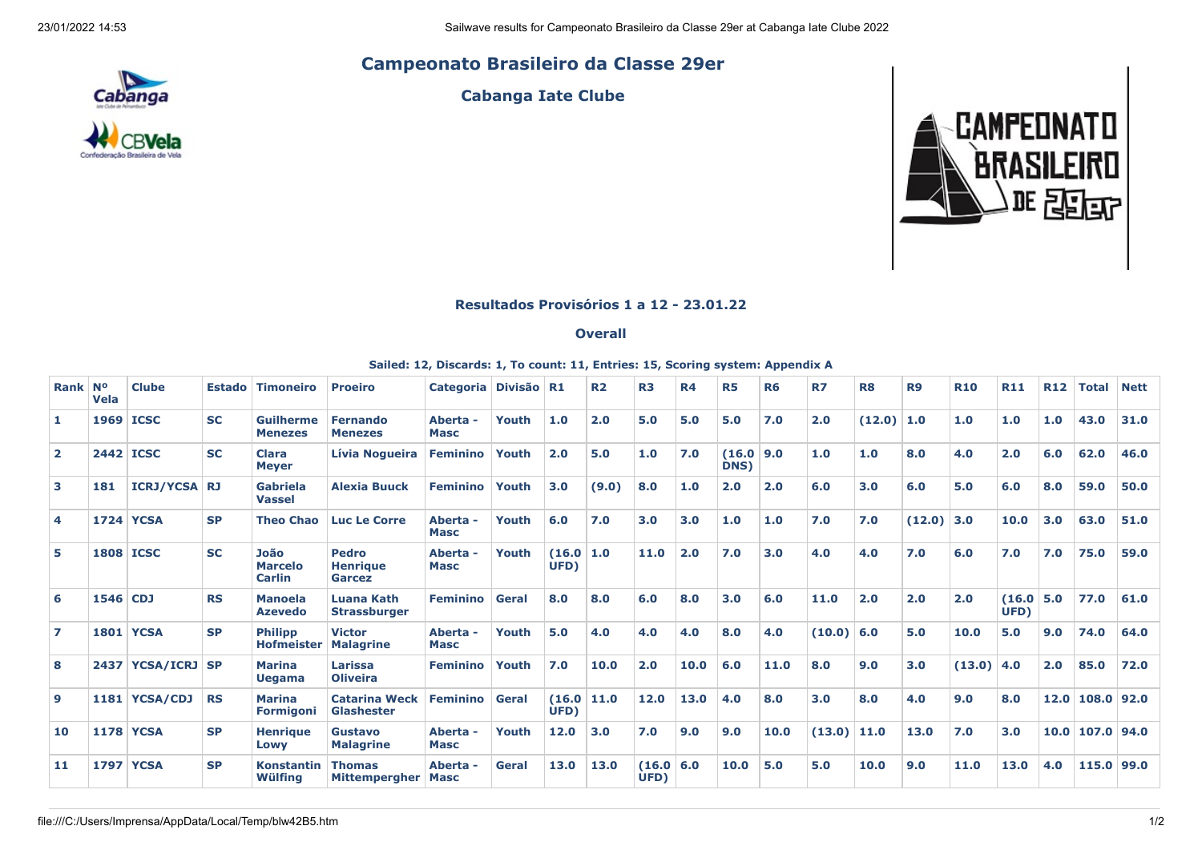# Campeonato Brasileiro da Classe 29er

## Cabanga Iate Clube

### Resultados Provisórios 1 a 12 - 23.01.22

### Overall

**Sailed: 12, Discards: 1, To count: 11, Entries: 15, Scoring system: Appendix A**

| Rank | Nº Vela | Clube | Estado | Timoneiro | Proeiro | Categoria | Divisão | R1 | R2 | R3 | R4 | R5 | R6 | R7 | R8 | R9 | R10 | R11 | R12 | Total | Nett |
|---|---|---|---|---|---|---|---|---|---|---|---|---|---|---|---|---|---|---|---|---|---|
| 1 | 1969 | ICSC | SC | Guilherme Menezes | Fernando Menezes | Aberta - Masc | Youth | 1.0 | 2.0 | 5.0 | 5.0 | 5.0 | 7.0 | 2.0 | (12.0) | 1.0 | 1.0 | 1.0 | 1.0 | 43.0 | 31.0 |
| 2 | 2442 | ICSC | SC | Clara Meyer | Lívia Nogueira | Feminino | Youth | 2.0 | 5.0 | 1.0 | 7.0 | (16.0 DNS) | 9.0 | 1.0 | 1.0 | 8.0 | 4.0 | 2.0 | 6.0 | 62.0 | 46.0 |
| 3 | 181 | ICRJ/YCSA | RJ | Gabriela Vassel | Alexia Buuck | Feminino | Youth | 3.0 | (9.0) | 8.0 | 1.0 | 2.0 | 2.0 | 6.0 | 3.0 | 6.0 | 5.0 | 6.0 | 8.0 | 59.0 | 50.0 |
| 4 | 1724 | YCSA | SP | Theo Chao | Luc Le Corre | Aberta - Masc | Youth | 6.0 | 7.0 | 3.0 | 3.0 | 1.0 | 1.0 | 7.0 | 7.0 | (12.0) | 3.0 | 10.0 | 3.0 | 63.0 | 51.0 |
| 5 | 1808 | ICSC | SC | João Marcelo Carlin | Pedro Henrique Garcez | Aberta - Masc | Youth | (16.0 UFD) | 1.0 | 11.0 | 2.0 | 7.0 | 3.0 | 4.0 | 4.0 | 7.0 | 6.0 | 7.0 | 7.0 | 75.0 | 59.0 |
| 6 | 1546 | CDJ | RS | Manoela Azevedo | Luana Kath Strassburger | Feminino | Geral | 8.0 | 8.0 | 6.0 | 8.0 | 3.0 | 6.0 | 11.0 | 2.0 | 2.0 | 2.0 | (16.0 UFD) | 5.0 | 77.0 | 61.0 |
| 7 | 1801 | YCSA | SP | Philipp Hofmeister | Victor Malagrine | Aberta - Masc | Youth | 5.0 | 4.0 | 4.0 | 4.0 | 8.0 | 4.0 | (10.0) | 6.0 | 5.0 | 10.0 | 5.0 | 9.0 | 74.0 | 64.0 |
| 8 | 2437 | YCSA/ICRJ | SP | Marina Uegama | Larissa Oliveira | Feminino | Youth | 7.0 | 10.0 | 2.0 | 10.0 | 6.0 | 11.0 | 8.0 | 9.0 | 3.0 | (13.0) | 4.0 | 2.0 | 85.0 | 72.0 |
| 9 | 1181 | YCSA/CDJ | RS | Marina Formigoni | Catarina Weck Glashester | Feminino | Geral | (16.0 UFD) | 11.0 | 12.0 | 13.0 | 4.0 | 8.0 | 3.0 | 8.0 | 4.0 | 9.0 | 8.0 | 12.0 | 108.0 | 92.0 |
| 10 | 1178 | YCSA | SP | Henrique Lowy | Gustavo Malagrine | Aberta - Masc | Youth | 12.0 | 3.0 | 7.0 | 9.0 | 9.0 | 10.0 | (13.0) | 11.0 | 13.0 | 7.0 | 3.0 | 10.0 | 107.0 | 94.0 |
| 11 | 1797 | YCSA | SP | Konstantin Wülfing | Thomas Mittempergher | Aberta - Masc | Geral | 13.0 | 13.0 | (16.0 UFD) | 6.0 | 10.0 | 5.0 | 5.0 | 10.0 | 9.0 | 11.0 | 13.0 | 4.0 | 115.0 | 99.0 |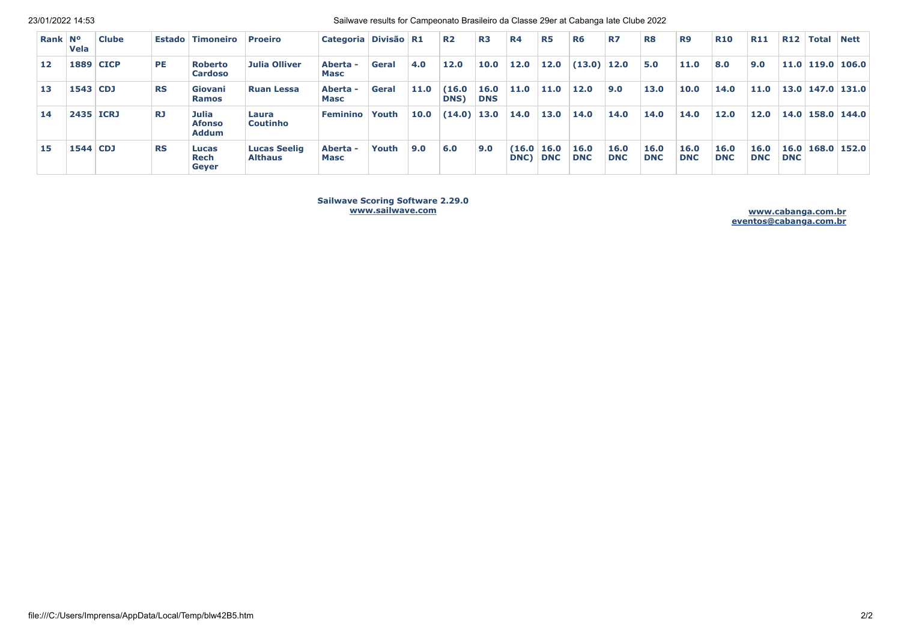| Rank | Nº Vela | Clube | Estado | Timoneiro | Proeiro | Categoria | Divisão | R1 | R2 | R3 | R4 | R5 | R6 | R7 | R8 | R9 | R10 | R11 | R12 | Total | Nett |
|---|---|---|---|---|---|---|---|---|---|---|---|---|---|---|---|---|---|---|---|---|---|
| 12 | 1889 | CICP | PE | Roberto Cardoso | Julia Olliver | Aberta - Masc | Geral | 4.0 | 12.0 | 10.0 | 12.0 | 12.0 | (13.0) | 12.0 | 5.0 | 11.0 | 8.0 | 9.0 | 11.0 | 119.0 | 106.0 |
| 13 | 1543 | CDJ | RS | Giovani Ramos | Ruan Lessa | Aberta - Masc | Geral | 11.0 | (16.0 DNS) | 16.0 DNS | 11.0 | 11.0 | 12.0 | 9.0 | 13.0 | 10.0 | 14.0 | 11.0 | 13.0 | 147.0 | 131.0 |
| 14 | 2435 | ICRJ | RJ | Julia Afonso Addum | Laura Coutinho | Feminino | Youth | 10.0 | (14.0) | 13.0 | 14.0 | 13.0 | 14.0 | 14.0 | 14.0 | 14.0 | 12.0 | 12.0 | 14.0 | 158.0 | 144.0 |
| 15 | 1544 | CDJ | RS | Lucas Rech Geyer | Lucas Seelig Althaus | Aberta - Masc | Youth | 9.0 | 6.0 | 9.0 | (16.0 DNC) | 16.0 DNC | 16.0 DNC | 16.0 DNC | 16.0 DNC | 16.0 DNC | 16.0 DNC | 16.0 DNC | 16.0 DNC | 168.0 | 152.0 |

**Sailwave Scoring Software 2.29.0**
**www.sailwave.com**

**www.cabanga.com.br**
**eventos@cabanga.com.br**